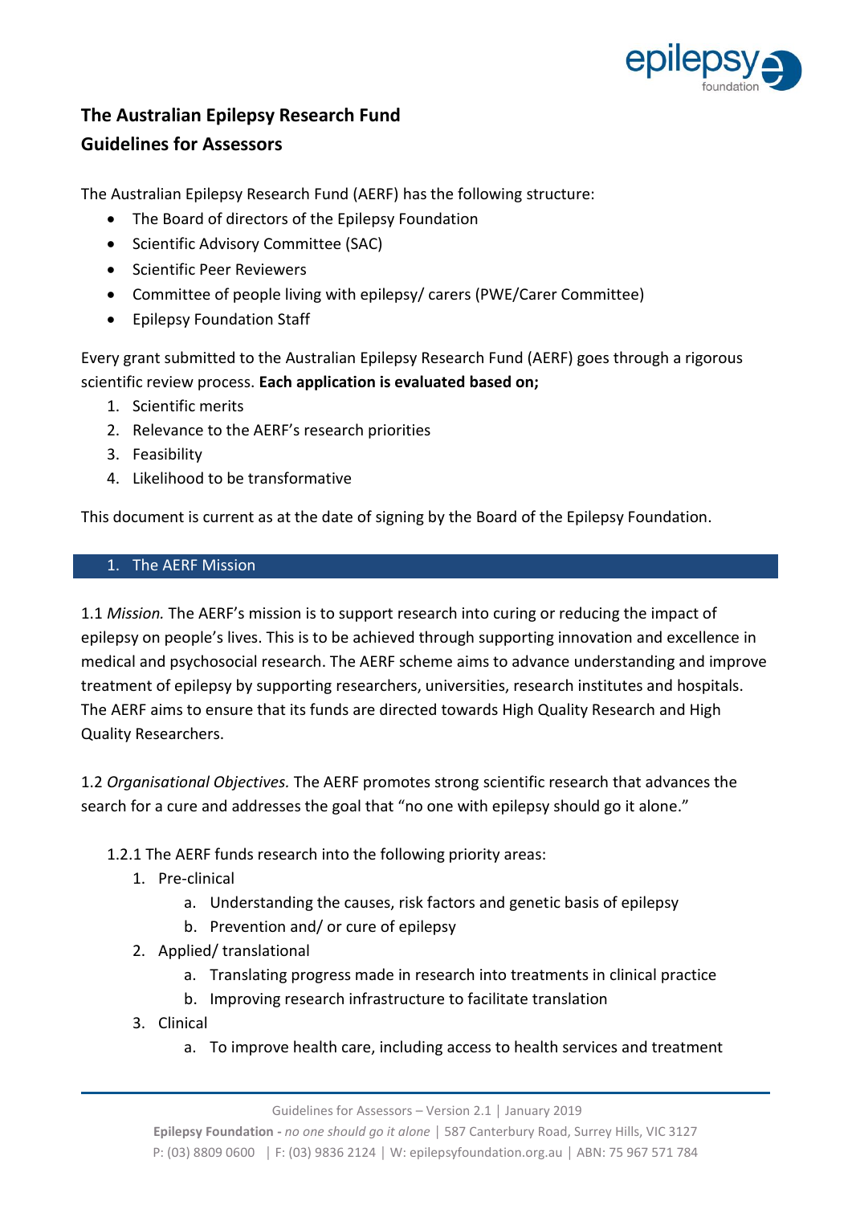# The Australian Epilepsy Research Fund
# Guidelines for Assessors

The Australian Epilepsy Research Fund (AERF) has the following structure:

- The Board of directors of the Epilepsy Foundation
- Scientific Advisory Committee (SAC)
- Scientific Peer Reviewers
- Committee of people living with epilepsy/ carers (PWE/Carer Committee)
- Epilepsy Foundation Staff

Every grant submitted to the Australian Epilepsy Research Fund (AERF) goes through a rigorous scientific review process. **Each application is evaluated based on;**

1. Scientific merits
2. Relevance to the AERF's research priorities
3. Feasibility
4. Likelihood to be transformative

This document is current as at the date of signing by the Board of the Epilepsy Foundation.

## 1. The AERF Mission

1.1 *Mission.* The AERF's mission is to support research into curing or reducing the impact of epilepsy on people's lives. This is to be achieved through supporting innovation and excellence in medical and psychosocial research. The AERF scheme aims to advance understanding and improve treatment of epilepsy by supporting researchers, universities, research institutes and hospitals. The AERF aims to ensure that its funds are directed towards High Quality Research and High Quality Researchers.

1.2 *Organisational Objectives.* The AERF promotes strong scientific research that advances the search for a cure and addresses the goal that "no one with epilepsy should go it alone."

1.2.1 The AERF funds research into the following priority areas:

1. Pre-clinical
   a. Understanding the causes, risk factors and genetic basis of epilepsy
   b. Prevention and/ or cure of epilepsy
2. Applied/ translational
   a. Translating progress made in research into treatments in clinical practice
   b. Improving research infrastructure to facilitate translation
3. Clinical
   a. To improve health care, including access to health services and treatment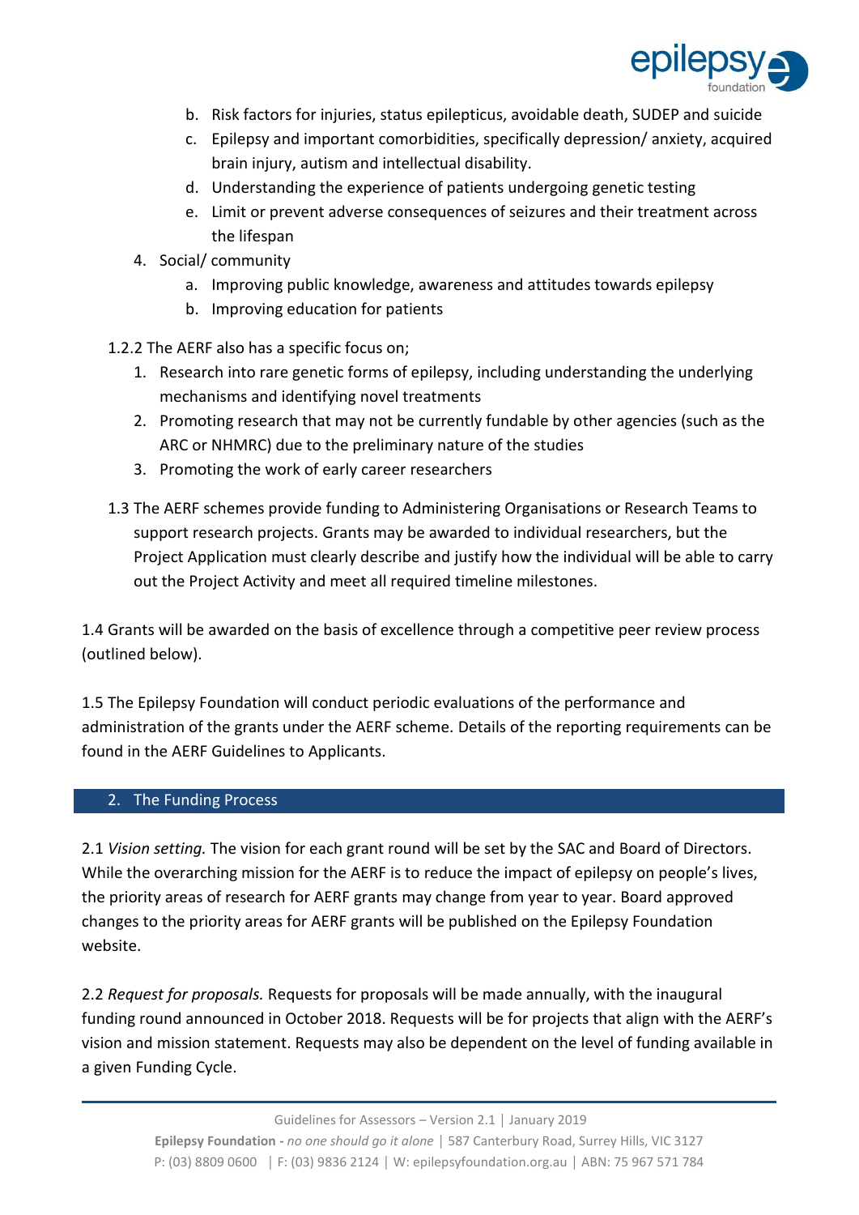b. Risk factors for injuries, status epilepticus, avoidable death, SUDEP and suicide
   c. Epilepsy and important comorbidities, specifically depression/ anxiety, acquired brain injury, autism and intellectual disability.
   d. Understanding the experience of patients undergoing genetic testing
   e. Limit or prevent adverse consequences of seizures and their treatment across the lifespan
4. Social/ community
   a. Improving public knowledge, awareness and attitudes towards epilepsy
   b. Improving education for patients

1.2.2 The AERF also has a specific focus on;

1. Research into rare genetic forms of epilepsy, including understanding the underlying mechanisms and identifying novel treatments
2. Promoting research that may not be currently fundable by other agencies (such as the ARC or NHMRC) due to the preliminary nature of the studies
3. Promoting the work of early career researchers

1.3 The AERF schemes provide funding to Administering Organisations or Research Teams to support research projects. Grants may be awarded to individual researchers, but the Project Application must clearly describe and justify how the individual will be able to carry out the Project Activity and meet all required timeline milestones.

1.4 Grants will be awarded on the basis of excellence through a competitive peer review process (outlined below).

1.5 The Epilepsy Foundation will conduct periodic evaluations of the performance and administration of the grants under the AERF scheme. Details of the reporting requirements can be found in the AERF Guidelines to Applicants.

## 2. The Funding Process

2.1 *Vision setting.* The vision for each grant round will be set by the SAC and Board of Directors. While the overarching mission for the AERF is to reduce the impact of epilepsy on people's lives, the priority areas of research for AERF grants may change from year to year. Board approved changes to the priority areas for AERF grants will be published on the Epilepsy Foundation website.

2.2 *Request for proposals.* Requests for proposals will be made annually, with the inaugural funding round announced in October 2018. Requests will be for projects that align with the AERF's vision and mission statement. Requests may also be dependent on the level of funding available in a given Funding Cycle.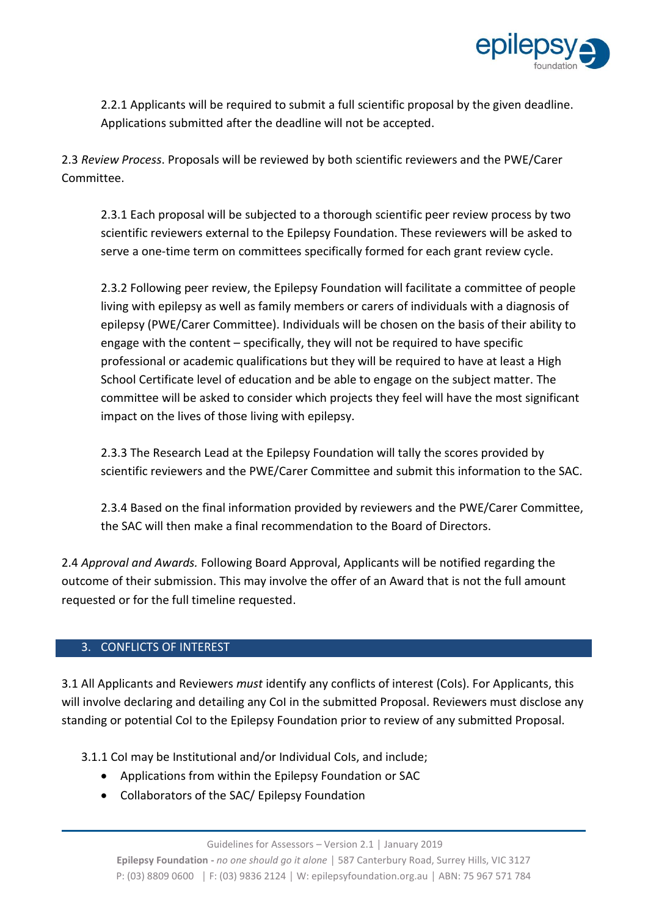2.2.1 Applicants will be required to submit a full scientific proposal by the given deadline. Applications submitted after the deadline will not be accepted.

2.3 *Review Process*. Proposals will be reviewed by both scientific reviewers and the PWE/Carer Committee.

2.3.1 Each proposal will be subjected to a thorough scientific peer review process by two scientific reviewers external to the Epilepsy Foundation. These reviewers will be asked to serve a one-time term on committees specifically formed for each grant review cycle.

2.3.2 Following peer review, the Epilepsy Foundation will facilitate a committee of people living with epilepsy as well as family members or carers of individuals with a diagnosis of epilepsy (PWE/Carer Committee). Individuals will be chosen on the basis of their ability to engage with the content – specifically, they will not be required to have specific professional or academic qualifications but they will be required to have at least a High School Certificate level of education and be able to engage on the subject matter. The committee will be asked to consider which projects they feel will have the most significant impact on the lives of those living with epilepsy.

2.3.3 The Research Lead at the Epilepsy Foundation will tally the scores provided by scientific reviewers and the PWE/Carer Committee and submit this information to the SAC.

2.3.4 Based on the final information provided by reviewers and the PWE/Carer Committee, the SAC will then make a final recommendation to the Board of Directors.

2.4 *Approval and Awards.* Following Board Approval, Applicants will be notified regarding the outcome of their submission. This may involve the offer of an Award that is not the full amount requested or for the full timeline requested.

## 3. CONFLICTS OF INTEREST

3.1 All Applicants and Reviewers *must* identify any conflicts of interest (CoIs). For Applicants, this will involve declaring and detailing any CoI in the submitted Proposal. Reviewers must disclose any standing or potential CoI to the Epilepsy Foundation prior to review of any submitted Proposal.

3.1.1 CoI may be Institutional and/or Individual CoIs, and include;

- Applications from within the Epilepsy Foundation or SAC
- Collaborators of the SAC/ Epilepsy Foundation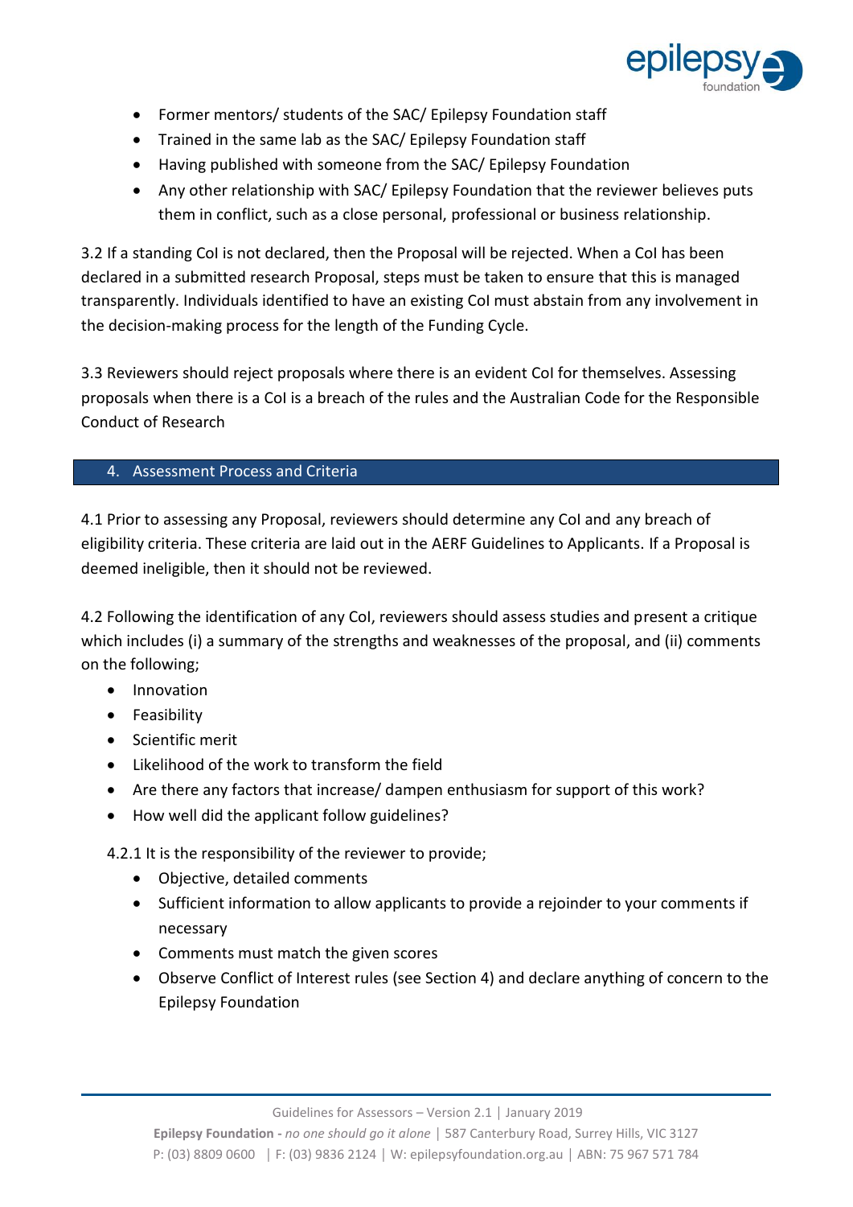- Former mentors/ students of the SAC/ Epilepsy Foundation staff
- Trained in the same lab as the SAC/ Epilepsy Foundation staff
- Having published with someone from the SAC/ Epilepsy Foundation
- Any other relationship with SAC/ Epilepsy Foundation that the reviewer believes puts them in conflict, such as a close personal, professional or business relationship.

3.2 If a standing CoI is not declared, then the Proposal will be rejected. When a CoI has been declared in a submitted research Proposal, steps must be taken to ensure that this is managed transparently. Individuals identified to have an existing CoI must abstain from any involvement in the decision-making process for the length of the Funding Cycle.

3.3 Reviewers should reject proposals where there is an evident CoI for themselves. Assessing proposals when there is a CoI is a breach of the rules and the Australian Code for the Responsible Conduct of Research

## 4. Assessment Process and Criteria

4.1 Prior to assessing any Proposal, reviewers should determine any CoI and any breach of eligibility criteria. These criteria are laid out in the AERF Guidelines to Applicants. If a Proposal is deemed ineligible, then it should not be reviewed.

4.2 Following the identification of any CoI, reviewers should assess studies and present a critique which includes (i) a summary of the strengths and weaknesses of the proposal, and (ii) comments on the following;

- Innovation
- Feasibility
- Scientific merit
- Likelihood of the work to transform the field
- Are there any factors that increase/ dampen enthusiasm for support of this work?
- How well did the applicant follow guidelines?

4.2.1 It is the responsibility of the reviewer to provide;

- Objective, detailed comments
- Sufficient information to allow applicants to provide a rejoinder to your comments if necessary
- Comments must match the given scores
- Observe Conflict of Interest rules (see Section 4) and declare anything of concern to the Epilepsy Foundation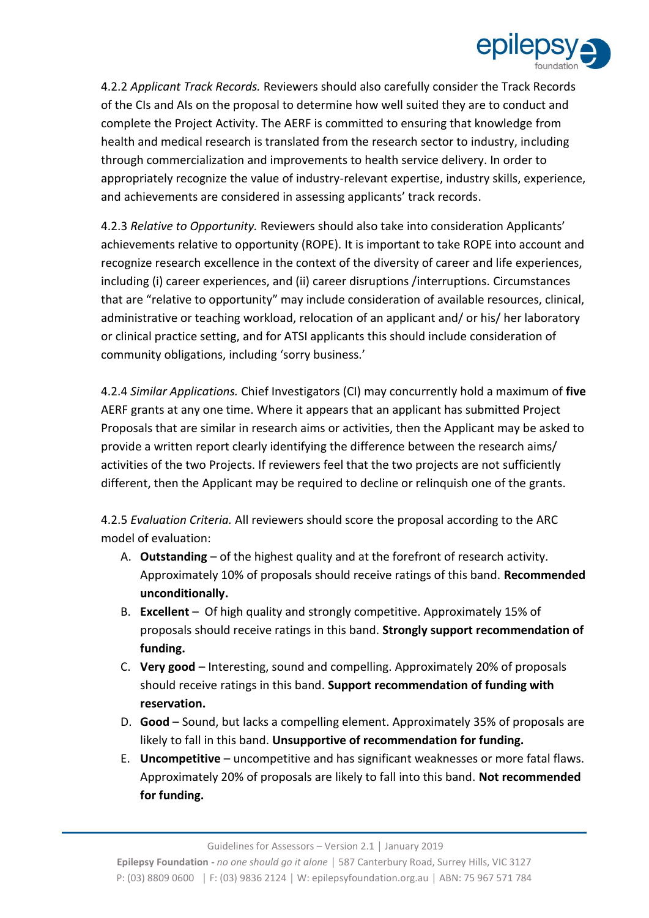4.2.2 *Applicant Track Records.* Reviewers should also carefully consider the Track Records of the CIs and AIs on the proposal to determine how well suited they are to conduct and complete the Project Activity. The AERF is committed to ensuring that knowledge from health and medical research is translated from the research sector to industry, including through commercialization and improvements to health service delivery. In order to appropriately recognize the value of industry-relevant expertise, industry skills, experience, and achievements are considered in assessing applicants' track records.

4.2.3 *Relative to Opportunity.* Reviewers should also take into consideration Applicants' achievements relative to opportunity (ROPE). It is important to take ROPE into account and recognize research excellence in the context of the diversity of career and life experiences, including (i) career experiences, and (ii) career disruptions /interruptions. Circumstances that are "relative to opportunity" may include consideration of available resources, clinical, administrative or teaching workload, relocation of an applicant and/ or his/ her laboratory or clinical practice setting, and for ATSI applicants this should include consideration of community obligations, including 'sorry business.'

4.2.4 *Similar Applications.* Chief Investigators (CI) may concurrently hold a maximum of **five** AERF grants at any one time. Where it appears that an applicant has submitted Project Proposals that are similar in research aims or activities, then the Applicant may be asked to provide a written report clearly identifying the difference between the research aims/ activities of the two Projects. If reviewers feel that the two projects are not sufficiently different, then the Applicant may be required to decline or relinquish one of the grants.

4.2.5 *Evaluation Criteria.* All reviewers should score the proposal according to the ARC model of evaluation:

A. **Outstanding** – of the highest quality and at the forefront of research activity. Approximately 10% of proposals should receive ratings of this band. **Recommended unconditionally.**
B. **Excellent** – Of high quality and strongly competitive. Approximately 15% of proposals should receive ratings in this band. **Strongly support recommendation of funding.**
C. **Very good** – Interesting, sound and compelling. Approximately 20% of proposals should receive ratings in this band. **Support recommendation of funding with reservation.**
D. **Good** – Sound, but lacks a compelling element. Approximately 35% of proposals are likely to fall in this band. **Unsupportive of recommendation for funding.**
E. **Uncompetitive** – uncompetitive and has significant weaknesses or more fatal flaws. Approximately 20% of proposals are likely to fall into this band. **Not recommended for funding.**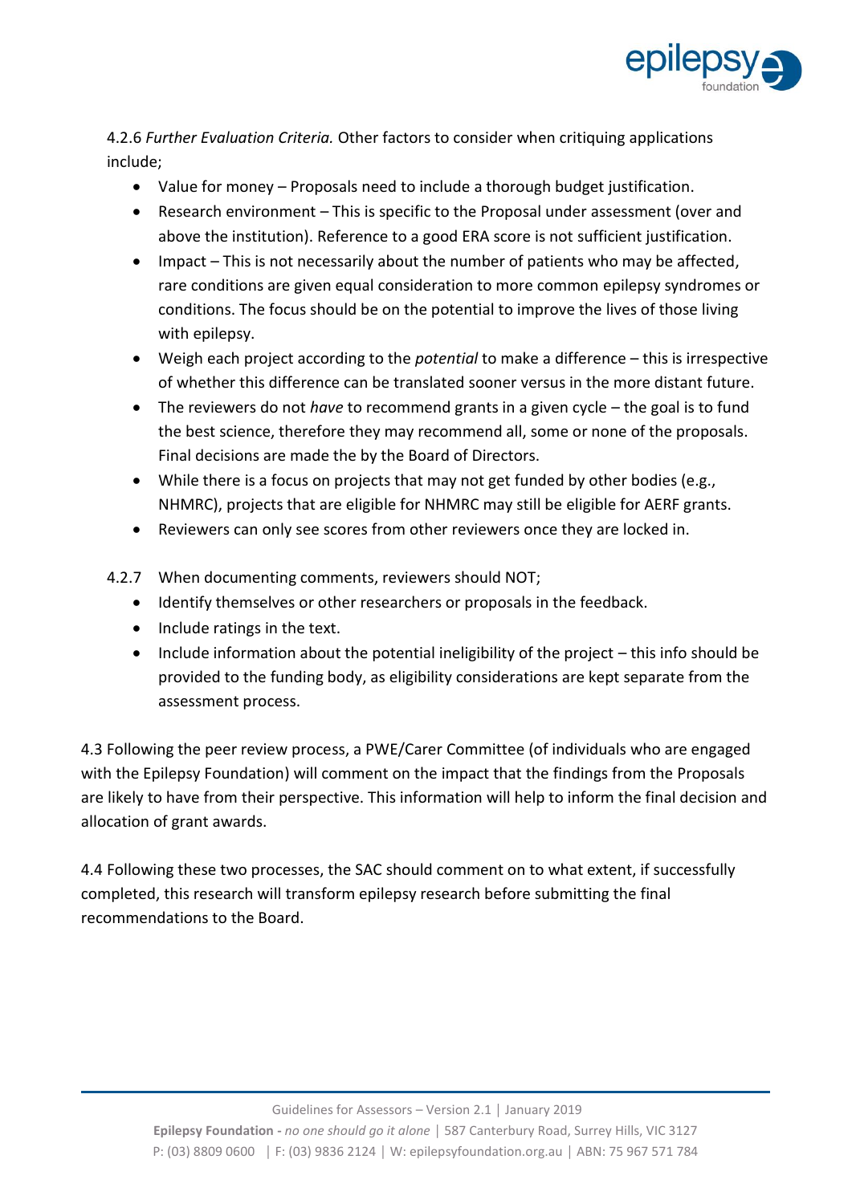4.2.6 *Further Evaluation Criteria.* Other factors to consider when critiquing applications include;

- Value for money – Proposals need to include a thorough budget justification.
- Research environment – This is specific to the Proposal under assessment (over and above the institution). Reference to a good ERA score is not sufficient justification.
- Impact – This is not necessarily about the number of patients who may be affected, rare conditions are given equal consideration to more common epilepsy syndromes or conditions. The focus should be on the potential to improve the lives of those living with epilepsy.
- Weigh each project according to the *potential* to make a difference – this is irrespective of whether this difference can be translated sooner versus in the more distant future.
- The reviewers do not *have* to recommend grants in a given cycle – the goal is to fund the best science, therefore they may recommend all, some or none of the proposals. Final decisions are made the by the Board of Directors.
- While there is a focus on projects that may not get funded by other bodies (e.g., NHMRC), projects that are eligible for NHMRC may still be eligible for AERF grants.
- Reviewers can only see scores from other reviewers once they are locked in.

4.2.7 When documenting comments, reviewers should NOT;

- Identify themselves or other researchers or proposals in the feedback.
- Include ratings in the text.
- Include information about the potential ineligibility of the project – this info should be provided to the funding body, as eligibility considerations are kept separate from the assessment process.

4.3 Following the peer review process, a PWE/Carer Committee (of individuals who are engaged with the Epilepsy Foundation) will comment on the impact that the findings from the Proposals are likely to have from their perspective. This information will help to inform the final decision and allocation of grant awards.

4.4 Following these two processes, the SAC should comment on to what extent, if successfully completed, this research will transform epilepsy research before submitting the final recommendations to the Board.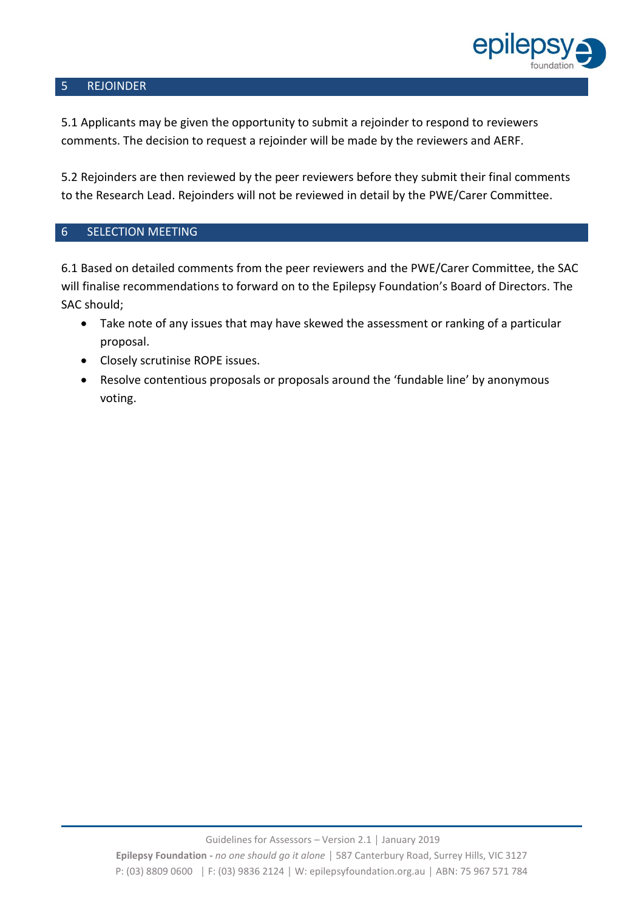## 5 REJOINDER

5.1 Applicants may be given the opportunity to submit a rejoinder to respond to reviewers comments. The decision to request a rejoinder will be made by the reviewers and AERF.

5.2 Rejoinders are then reviewed by the peer reviewers before they submit their final comments to the Research Lead. Rejoinders will not be reviewed in detail by the PWE/Carer Committee.

## 6 SELECTION MEETING

6.1 Based on detailed comments from the peer reviewers and the PWE/Carer Committee, the SAC will finalise recommendations to forward on to the Epilepsy Foundation's Board of Directors. The SAC should;

- Take note of any issues that may have skewed the assessment or ranking of a particular proposal.
- Closely scrutinise ROPE issues.
- Resolve contentious proposals or proposals around the 'fundable line' by anonymous voting.